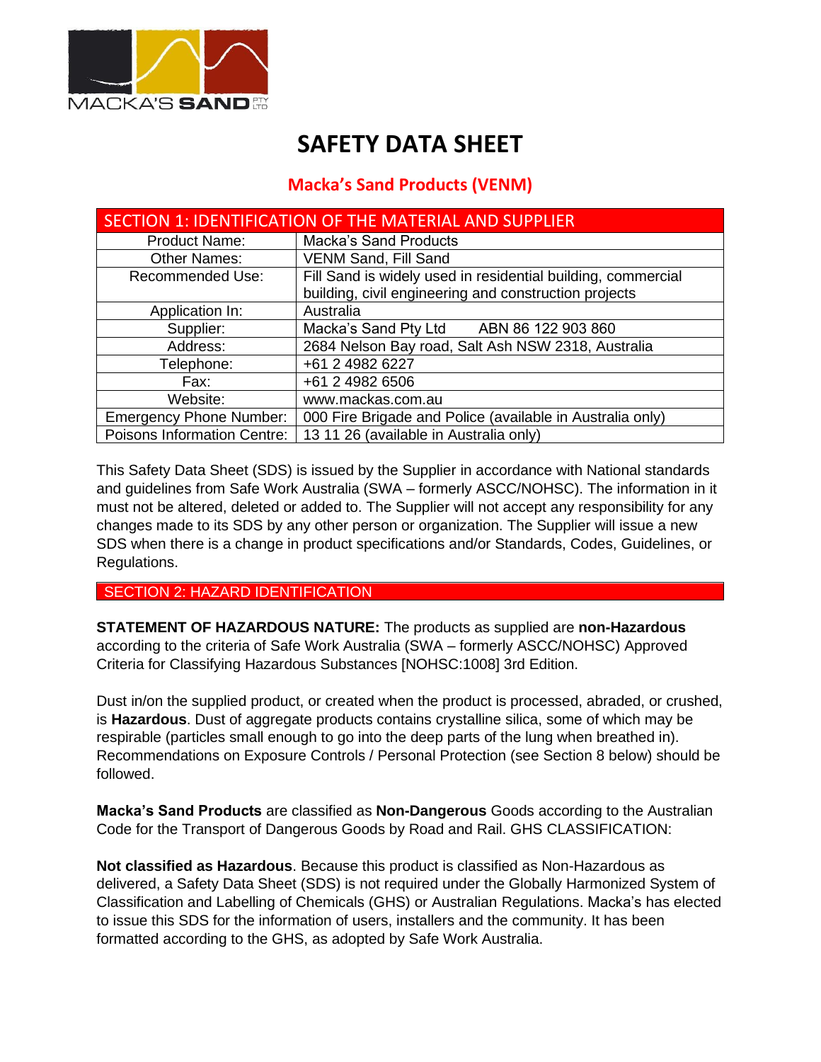MACKA'S SAND PTY LTD

# SAFETY DATA SHEET

## Macka's Sand Products (VENM)

| SECTION 1: IDENTIFICATION OF THE MATERIAL AND SUPPLIER | |
|---|---|
| Product Name: | Macka's Sand Products |
| Other Names: | VENM Sand, Fill Sand |
| Recommended Use: | Fill Sand is widely used in residential building, commercial building, civil engineering and construction projects |
| Application In: | Australia |
| Supplier: | Macka's Sand Pty Ltd ABN 86 122 903 860 |
| Address: | 2684 Nelson Bay road, Salt Ash NSW 2318, Australia |
| Telephone: | +61 2 4982 6227 |
| Fax: | +61 2 4982 6506 |
| Website: | www.mackas.com.au |
| Emergency Phone Number: | 000 Fire Brigade and Police (available in Australia only) |
| Poisons Information Centre: | 13 11 26 (available in Australia only) |

This Safety Data Sheet (SDS) is issued by the Supplier in accordance with National standards and guidelines from Safe Work Australia (SWA – formerly ASCC/NOHSC). The information in it must not be altered, deleted or added to. The Supplier will not accept any responsibility for any changes made to its SDS by any other person or organization. The Supplier will issue a new SDS when there is a change in product specifications and/or Standards, Codes, Guidelines, or Regulations.

## SECTION 2: HAZARD IDENTIFICATION

**STATEMENT OF HAZARDOUS NATURE:** The products as supplied are **non-Hazardous** according to the criteria of Safe Work Australia (SWA – formerly ASCC/NOHSC) Approved Criteria for Classifying Hazardous Substances [NOHSC:1008] 3rd Edition.

Dust in/on the supplied product, or created when the product is processed, abraded, or crushed, is **Hazardous**. Dust of aggregate products contains crystalline silica, some of which may be respirable (particles small enough to go into the deep parts of the lung when breathed in). Recommendations on Exposure Controls / Personal Protection (see Section 8 below) should be followed.

**Macka's Sand Products** are classified as **Non-Dangerous** Goods according to the Australian Code for the Transport of Dangerous Goods by Road and Rail. GHS CLASSIFICATION:

**Not classified as Hazardous**. Because this product is classified as Non-Hazardous as delivered, a Safety Data Sheet (SDS) is not required under the Globally Harmonized System of Classification and Labelling of Chemicals (GHS) or Australian Regulations. Macka's has elected to issue this SDS for the information of users, installers and the community. It has been formatted according to the GHS, as adopted by Safe Work Australia.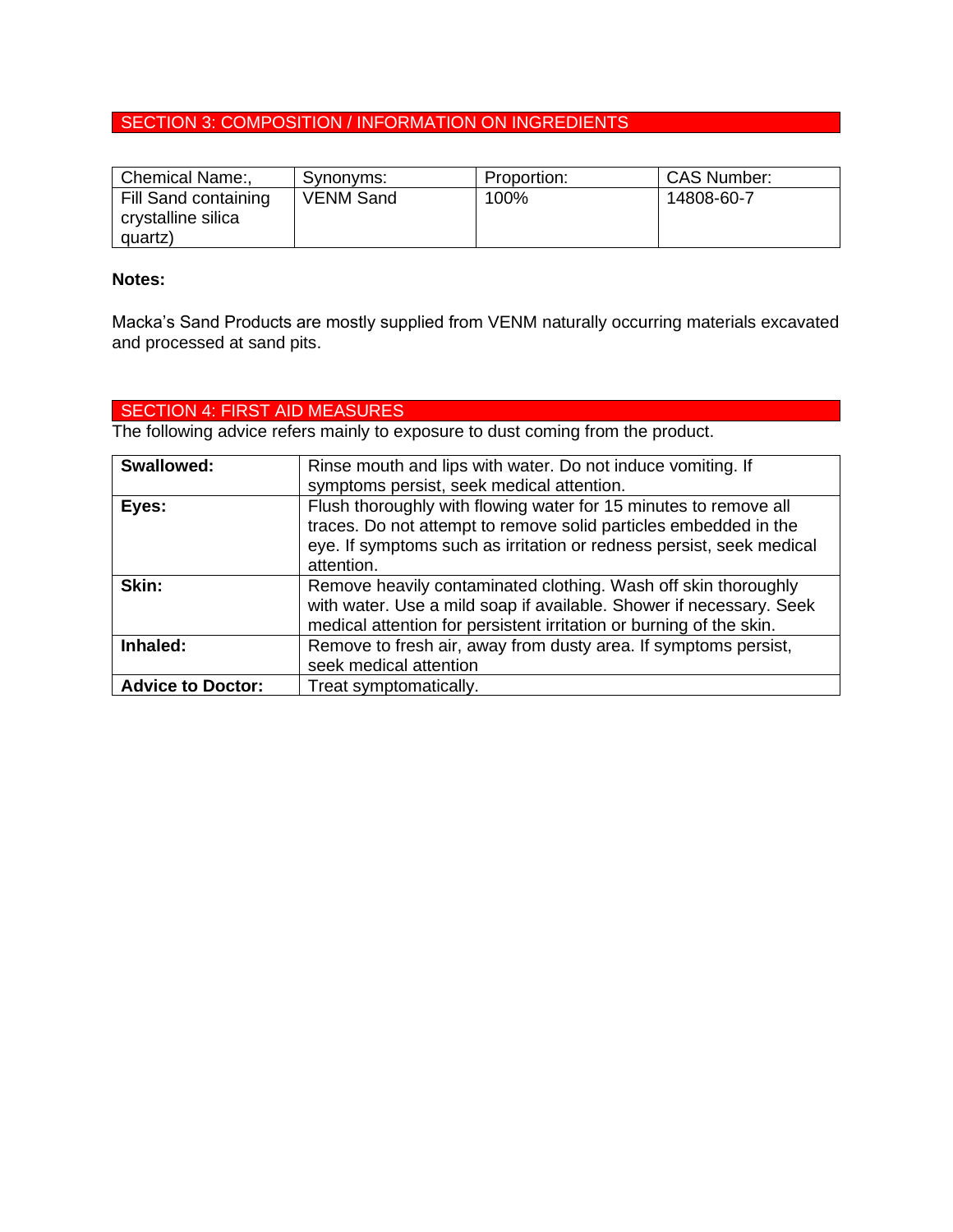## SECTION 3: COMPOSITION / INFORMATION ON INGREDIENTS

| Chemical Name:, | Synonyms: | Proportion: | CAS Number: |
|---|---|---|---|
| Fill Sand containing crystalline silica quartz) | VENM Sand | 100% | 14808-60-7 |

**Notes:**

Macka's Sand Products are mostly supplied from VENM naturally occurring materials excavated and processed at sand pits.

## SECTION 4: FIRST AID MEASURES

The following advice refers mainly to exposure to dust coming from the product.

| | |
|---|---|
| **Swallowed:** | Rinse mouth and lips with water. Do not induce vomiting. If symptoms persist, seek medical attention. |
| **Eyes:** | Flush thoroughly with flowing water for 15 minutes to remove all traces. Do not attempt to remove solid particles embedded in the eye. If symptoms such as irritation or redness persist, seek medical attention. |
| **Skin:** | Remove heavily contaminated clothing. Wash off skin thoroughly with water. Use a mild soap if available. Shower if necessary. Seek medical attention for persistent irritation or burning of the skin. |
| **Inhaled:** | Remove to fresh air, away from dusty area. If symptoms persist, seek medical attention |
| **Advice to Doctor:** | Treat symptomatically. |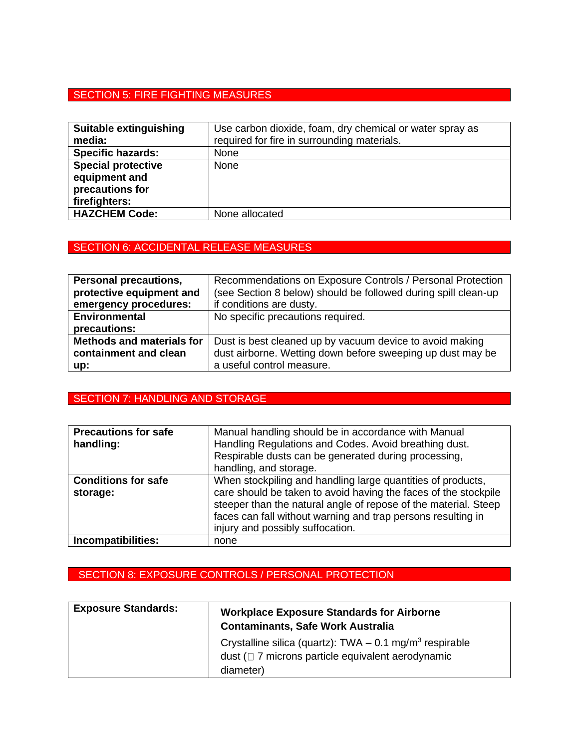## SECTION 5: FIRE FIGHTING MEASURES

| | |
|---|---|
| **Suitable extinguishing media:** | Use carbon dioxide, foam, dry chemical or water spray as required for fire in surrounding materials. |
| **Specific hazards:** | None |
| **Special protective equipment and precautions for firefighters:** | None |
| **HAZCHEM Code:** | None allocated |

## SECTION 6: ACCIDENTAL RELEASE MEASURES

| | |
|---|---|
| **Personal precautions, protective equipment and emergency procedures:** | Recommendations on Exposure Controls / Personal Protection (see Section 8 below) should be followed during spill clean-up if conditions are dusty. |
| **Environmental precautions:** | No specific precautions required. |
| **Methods and materials for containment and clean up:** | Dust is best cleaned up by vacuum device to avoid making dust airborne. Wetting down before sweeping up dust may be a useful control measure. |

## SECTION 7: HANDLING AND STORAGE

| | |
|---|---|
| **Precautions for safe handling:** | Manual handling should be in accordance with Manual Handling Regulations and Codes. Avoid breathing dust. Respirable dusts can be generated during processing, handling, and storage. |
| **Conditions for safe storage:** | When stockpiling and handling large quantities of products, care should be taken to avoid having the faces of the stockpile steeper than the natural angle of repose of the material. Steep faces can fall without warning and trap persons resulting in injury and possibly suffocation. |
| **Incompatibilities:** | none |

## SECTION 8: EXPOSURE CONTROLS / PERSONAL PROTECTION

| | |
|---|---|
| **Exposure Standards:** | **Workplace Exposure Standards for Airborne Contaminants, Safe Work Australia**<br>Crystalline silica (quartz): TWA – 0.1 mg/m$^3$ respirable dust ( 7 microns particle equivalent aerodynamic diameter) |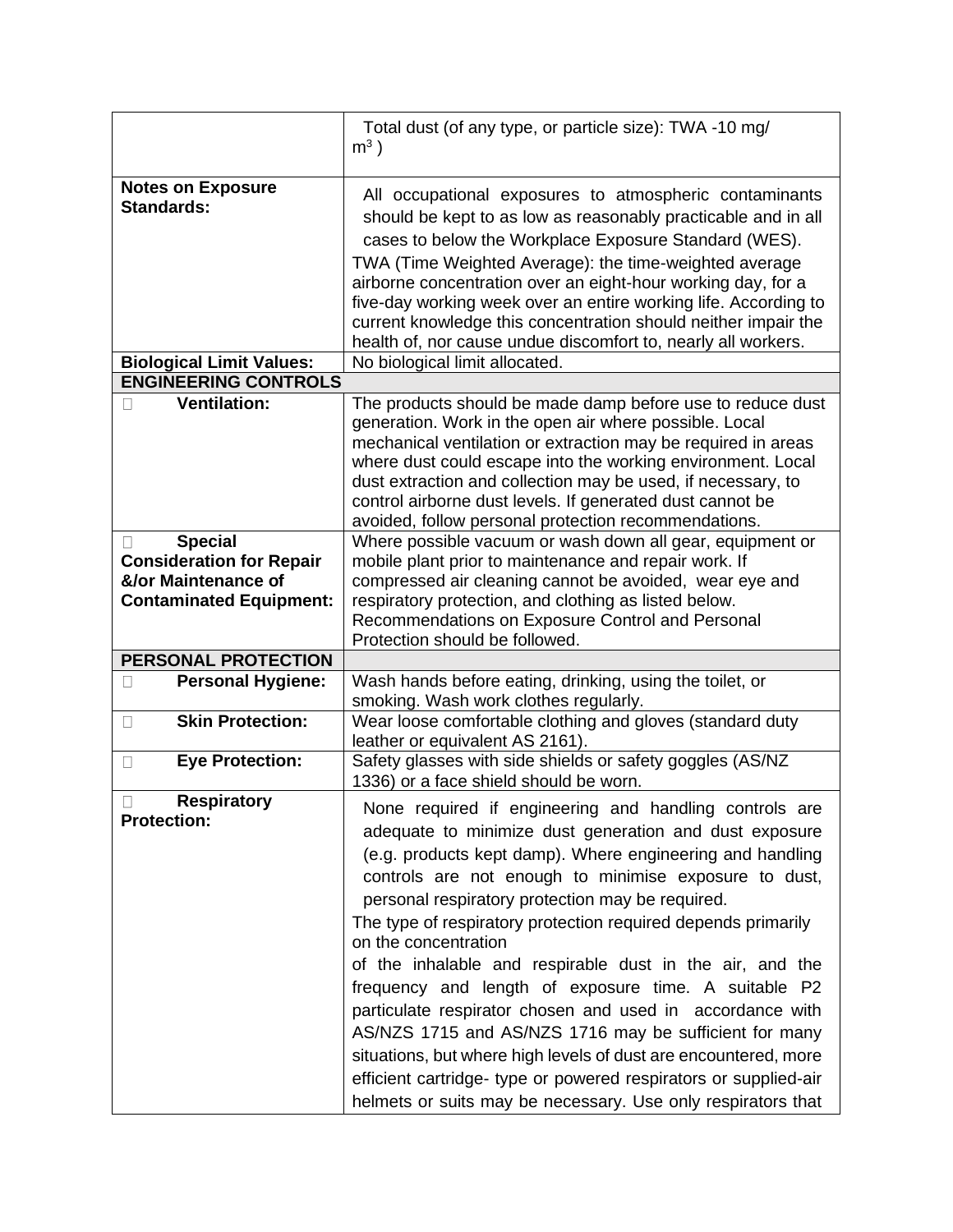| | |
|---|---|
| | Total dust (of any type, or particle size): TWA -10 mg/ $m^3$ ) |
| **Notes on Exposure Standards:** | All occupational exposures to atmospheric contaminants should be kept to as low as reasonably practicable and in all cases to below the Workplace Exposure Standard (WES). TWA (Time Weighted Average): the time-weighted average airborne concentration over an eight-hour working day, for a five-day working week over an entire working life. According to current knowledge this concentration should neither impair the health of, nor cause undue discomfort to, nearly all workers. |
| **Biological Limit Values:** | No biological limit allocated. |
| **ENGINEERING CONTROLS** | |
| **Ventilation:** | The products should be made damp before use to reduce dust generation. Work in the open air where possible. Local mechanical ventilation or extraction may be required in areas where dust could escape into the working environment. Local dust extraction and collection may be used, if necessary, to control airborne dust levels. If generated dust cannot be avoided, follow personal protection recommendations. |
| **Special Consideration for Repair &/or Maintenance of Contaminated Equipment:** | Where possible vacuum or wash down all gear, equipment or mobile plant prior to maintenance and repair work. If compressed air cleaning cannot be avoided, wear eye and respiratory protection, and clothing as listed below. Recommendations on Exposure Control and Personal Protection should be followed. |
| **PERSONAL PROTECTION** | |
| **Personal Hygiene:** | Wash hands before eating, drinking, using the toilet, or smoking. Wash work clothes regularly. |
| **Skin Protection:** | Wear loose comfortable clothing and gloves (standard duty leather or equivalent AS 2161). |
| **Eye Protection:** | Safety glasses with side shields or safety goggles (AS/NZ 1336) or a face shield should be worn. |
| **Respiratory Protection:** | None required if engineering and handling controls are adequate to minimize dust generation and dust exposure (e.g. products kept damp). Where engineering and handling controls are not enough to minimise exposure to dust, personal respiratory protection may be required. The type of respiratory protection required depends primarily on the concentration of the inhalable and respirable dust in the air, and the frequency and length of exposure time. A suitable P2 particulate respirator chosen and used in accordance with AS/NZS 1715 and AS/NZS 1716 may be sufficient for many situations, but where high levels of dust are encountered, more efficient cartridge- type or powered respirators or supplied-air helmets or suits may be necessary. Use only respirators that |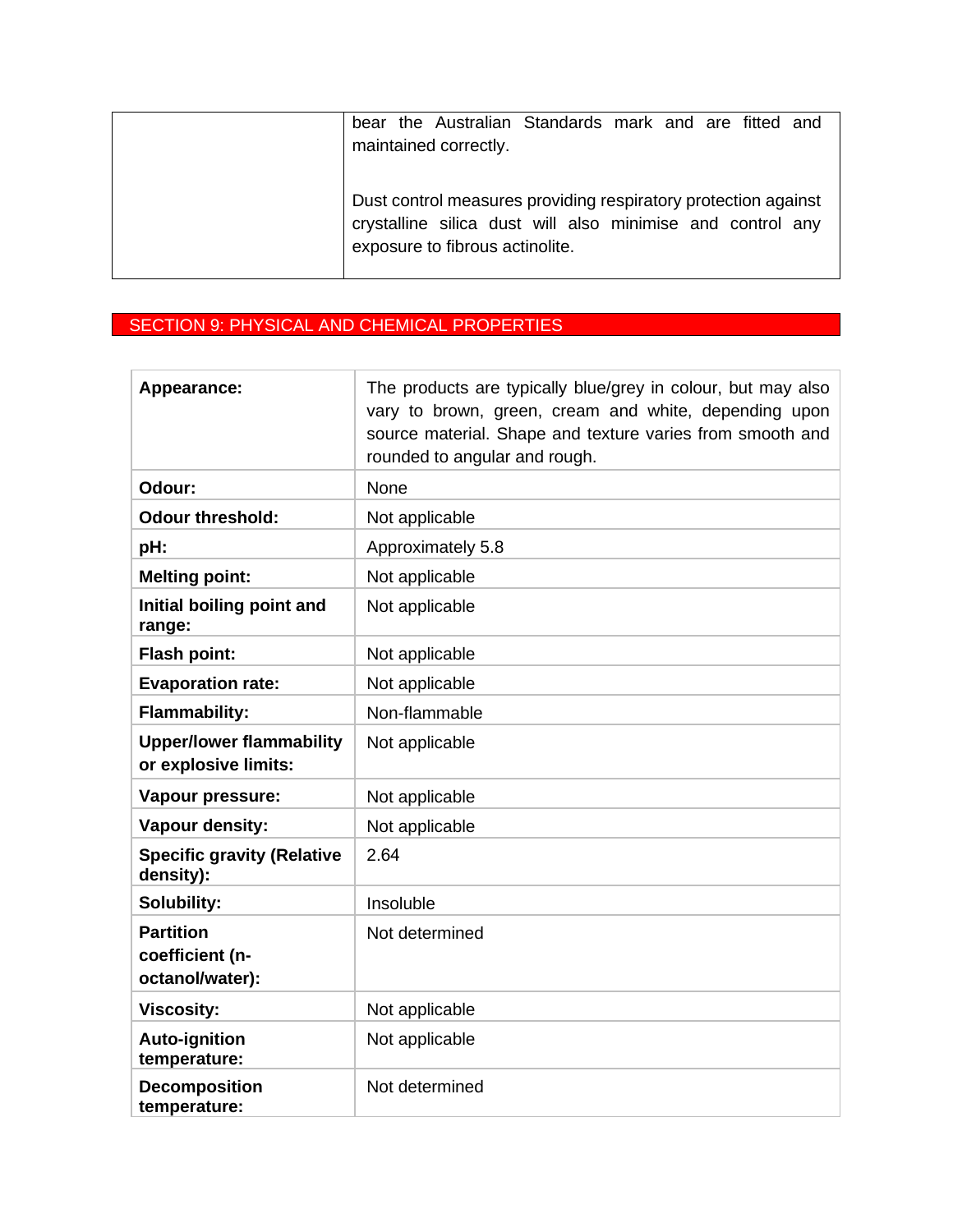| | bear the Australian Standards mark and are fitted and maintained correctly.<br><br>Dust control measures providing respiratory protection against crystalline silica dust will also minimise and control any exposure to fibrous actinolite. |
|---|---|

## SECTION 9: PHYSICAL AND CHEMICAL PROPERTIES

| | |
|---|---|
| **Appearance:** | The products are typically blue/grey in colour, but may also vary to brown, green, cream and white, depending upon source material. Shape and texture varies from smooth and rounded to angular and rough. |
| **Odour:** | None |
| **Odour threshold:** | Not applicable |
| **pH:** | Approximately 5.8 |
| **Melting point:** | Not applicable |
| **Initial boiling point and range:** | Not applicable |
| **Flash point:** | Not applicable |
| **Evaporation rate:** | Not applicable |
| **Flammability:** | Non-flammable |
| **Upper/lower flammability or explosive limits:** | Not applicable |
| **Vapour pressure:** | Not applicable |
| **Vapour density:** | Not applicable |
| **Specific gravity (Relative density):** | 2.64 |
| **Solubility:** | Insoluble |
| **Partition coefficient (n-octanol/water):** | Not determined |
| **Viscosity:** | Not applicable |
| **Auto-ignition temperature:** | Not applicable |
| **Decomposition temperature:** | Not determined |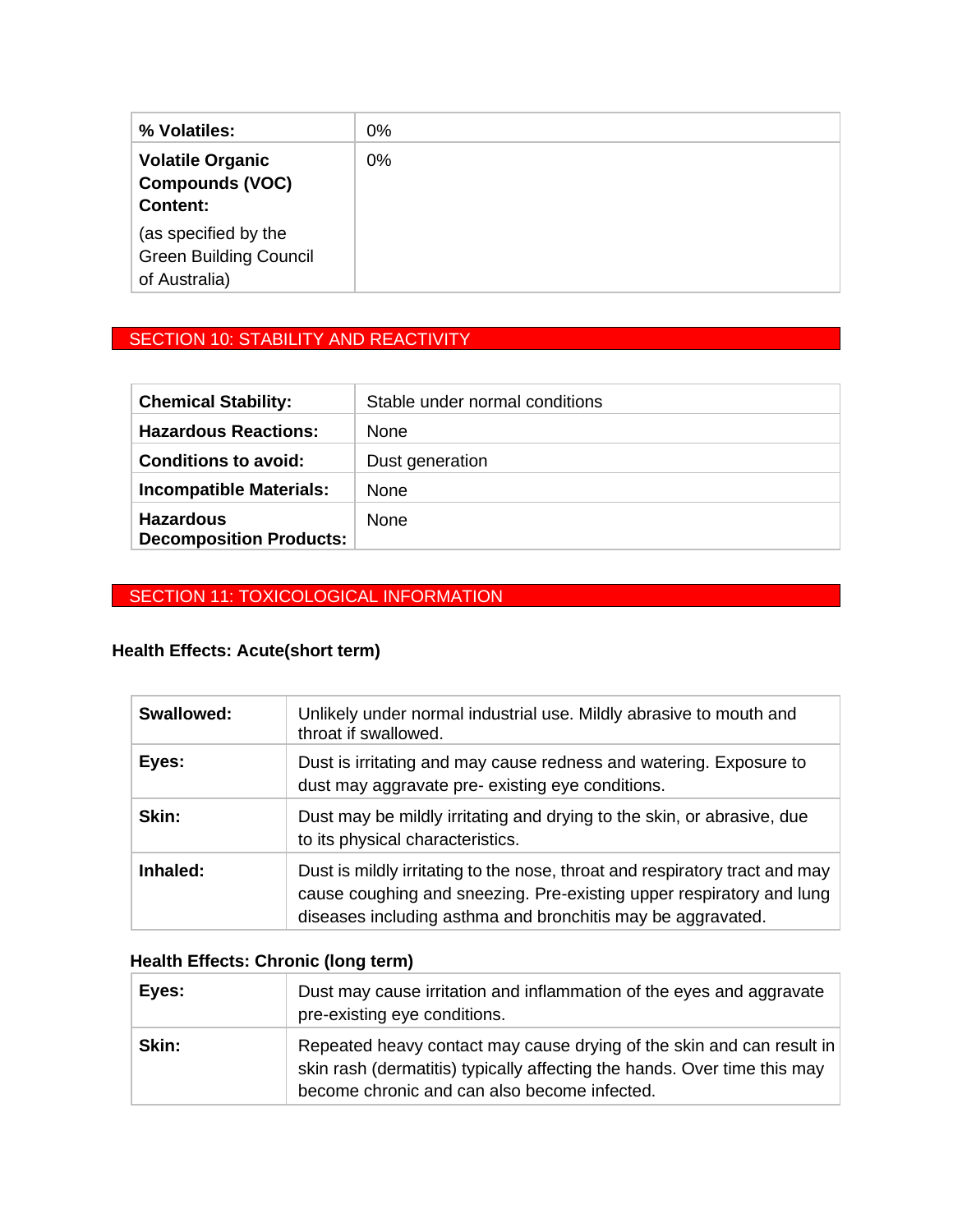| | |
|---|---|
| **% Volatiles:** | 0% |
| **Volatile Organic Compounds (VOC) Content:** (as specified by the Green Building Council of Australia) | 0% |

## SECTION 10: STABILITY AND REACTIVITY

| | |
|---|---|
| **Chemical Stability:** | Stable under normal conditions |
| **Hazardous Reactions:** | None |
| **Conditions to avoid:** | Dust generation |
| **Incompatible Materials:** | None |
| **Hazardous Decomposition Products:** | None |

## SECTION 11: TOXICOLOGICAL INFORMATION

### Health Effects: Acute(short term)

| | |
|---|---|
| **Swallowed:** | Unlikely under normal industrial use. Mildly abrasive to mouth and throat if swallowed. |
| **Eyes:** | Dust is irritating and may cause redness and watering. Exposure to dust may aggravate pre- existing eye conditions. |
| **Skin:** | Dust may be mildly irritating and drying to the skin, or abrasive, due to its physical characteristics. |
| **Inhaled:** | Dust is mildly irritating to the nose, throat and respiratory tract and may cause coughing and sneezing. Pre-existing upper respiratory and lung diseases including asthma and bronchitis may be aggravated. |

### Health Effects: Chronic (long term)

| | |
|---|---|
| **Eyes:** | Dust may cause irritation and inflammation of the eyes and aggravate pre-existing eye conditions. |
| **Skin:** | Repeated heavy contact may cause drying of the skin and can result in skin rash (dermatitis) typically affecting the hands. Over time this may become chronic and can also become infected. |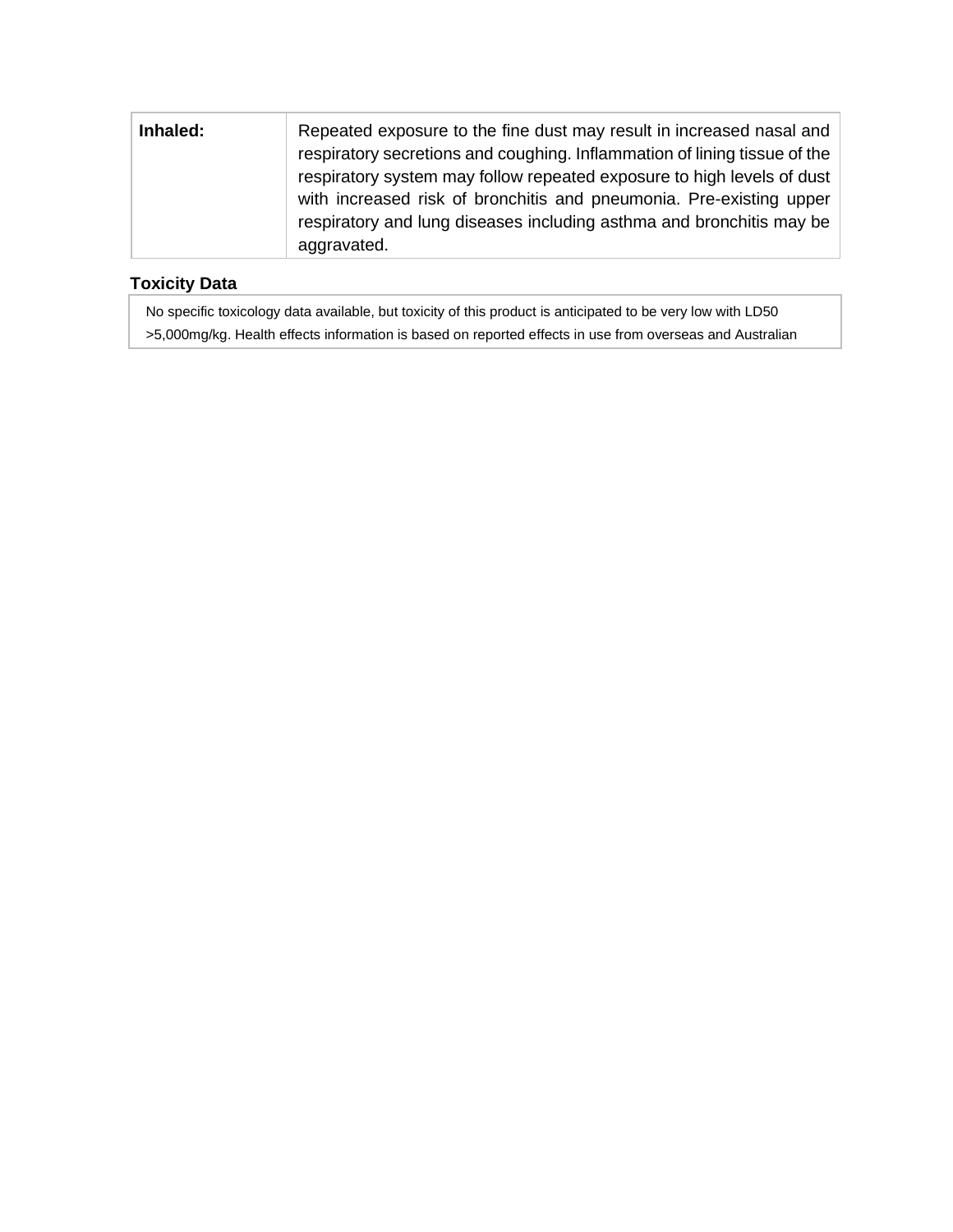| | |
|---|---|
| **Inhaled:** | Repeated exposure to the fine dust may result in increased nasal and respiratory secretions and coughing. Inflammation of lining tissue of the respiratory system may follow repeated exposure to high levels of dust with increased risk of bronchitis and pneumonia. Pre-existing upper respiratory and lung diseases including asthma and bronchitis may be aggravated. |

### Toxicity Data

No specific toxicology data available, but toxicity of this product is anticipated to be very low with LD50 >5,000mg/kg. Health effects information is based on reported effects in use from overseas and Australian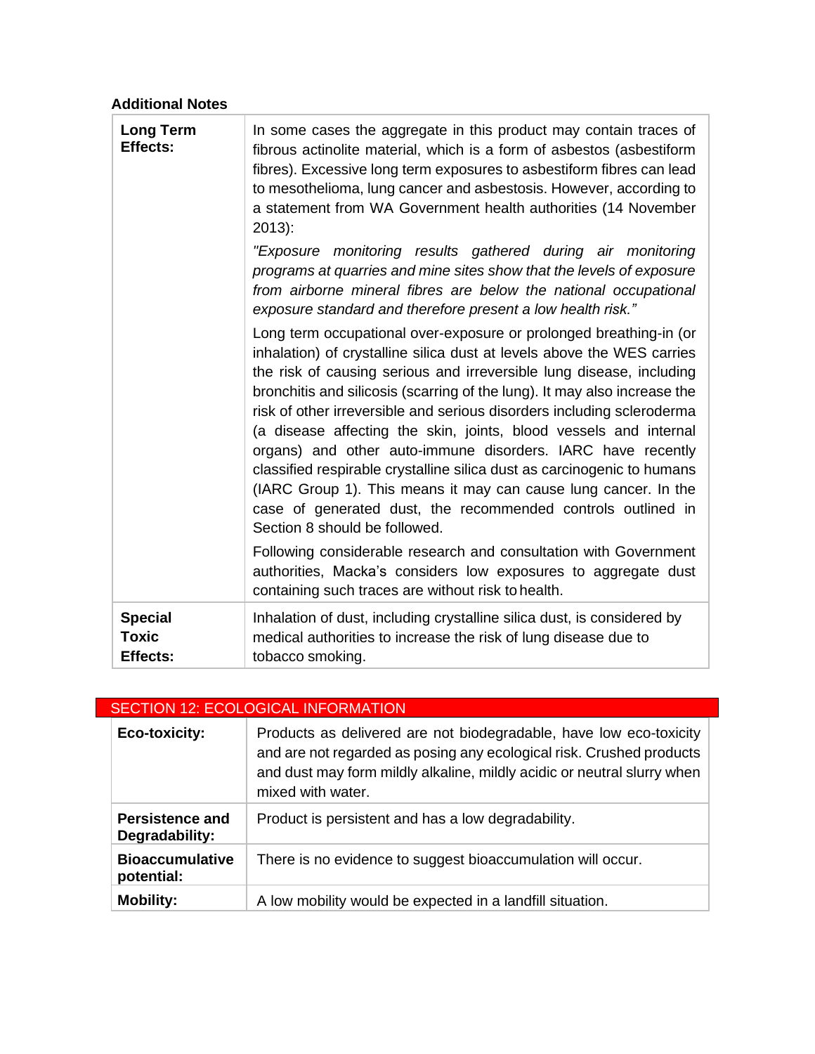**Additional Notes**

| | |
|---|---|
| **Long Term Effects:** | In some cases the aggregate in this product may contain traces of fibrous actinolite material, which is a form of asbestos (asbestiform fibres). Excessive long term exposures to asbestiform fibres can lead to mesothelioma, lung cancer and asbestosis. However, according to a statement from WA Government health authorities (14 November 2013):<br><br>*"Exposure monitoring results gathered during air monitoring programs at quarries and mine sites show that the levels of exposure from airborne mineral fibres are below the national occupational exposure standard and therefore present a low health risk."*<br><br>Long term occupational over-exposure or prolonged breathing-in (or inhalation) of crystalline silica dust at levels above the WES carries the risk of causing serious and irreversible lung disease, including bronchitis and silicosis (scarring of the lung). It may also increase the risk of other irreversible and serious disorders including scleroderma (a disease affecting the skin, joints, blood vessels and internal organs) and other auto-immune disorders. IARC have recently classified respirable crystalline silica dust as carcinogenic to humans (IARC Group 1). This means it may can cause lung cancer. In the case of generated dust, the recommended controls outlined in Section 8 should be followed.<br><br>Following considerable research and consultation with Government authorities, Macka's considers low exposures to aggregate dust containing such traces are without risk to health. |
| **Special Toxic Effects:** | Inhalation of dust, including crystalline silica dust, is considered by medical authorities to increase the risk of lung disease due to tobacco smoking. |

## SECTION 12: ECOLOGICAL INFORMATION

| | |
|---|---|
| **Eco-toxicity:** | Products as delivered are not biodegradable, have low eco-toxicity and are not regarded as posing any ecological risk. Crushed products and dust may form mildly alkaline, mildly acidic or neutral slurry when mixed with water. |
| **Persistence and Degradability:** | Product is persistent and has a low degradability. |
| **Bioaccumulative potential:** | There is no evidence to suggest bioaccumulation will occur. |
| **Mobility:** | A low mobility would be expected in a landfill situation. |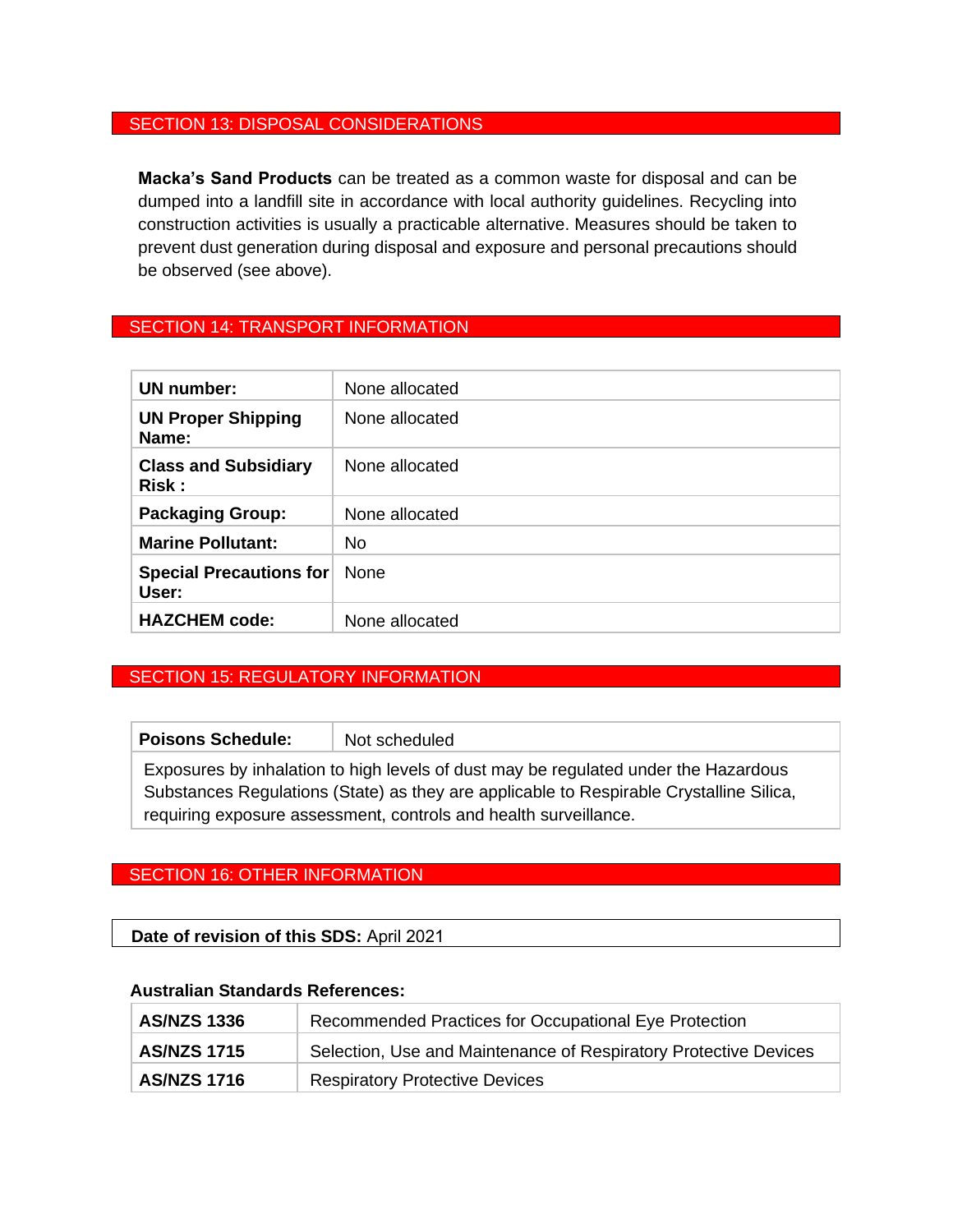## SECTION 13: DISPOSAL CONSIDERATIONS

**Macka's Sand Products** can be treated as a common waste for disposal and can be dumped into a landfill site in accordance with local authority guidelines. Recycling into construction activities is usually a practicable alternative. Measures should be taken to prevent dust generation during disposal and exposure and personal precautions should be observed (see above).

## SECTION 14: TRANSPORT INFORMATION

| | |
|---|---|
| **UN number:** | None allocated |
| **UN Proper Shipping Name:** | None allocated |
| **Class and Subsidiary Risk :** | None allocated |
| **Packaging Group:** | None allocated |
| **Marine Pollutant:** | No |
| **Special Precautions for User:** | None |
| **HAZCHEM code:** | None allocated |

## SECTION 15: REGULATORY INFORMATION

| | |
|---|---|
| **Poisons Schedule:** | Not scheduled |
| Exposures by inhalation to high levels of dust may be regulated under the Hazardous Substances Regulations (State) as they are applicable to Respirable Crystalline Silica, requiring exposure assessment, controls and health surveillance. | |

## SECTION 16: OTHER INFORMATION

**Date of revision of this SDS:** April 2021

**Australian Standards References:**

| | |
|---|---|
| **AS/NZS 1336** | Recommended Practices for Occupational Eye Protection |
| **AS/NZS 1715** | Selection, Use and Maintenance of Respiratory Protective Devices |
| **AS/NZS 1716** | Respiratory Protective Devices |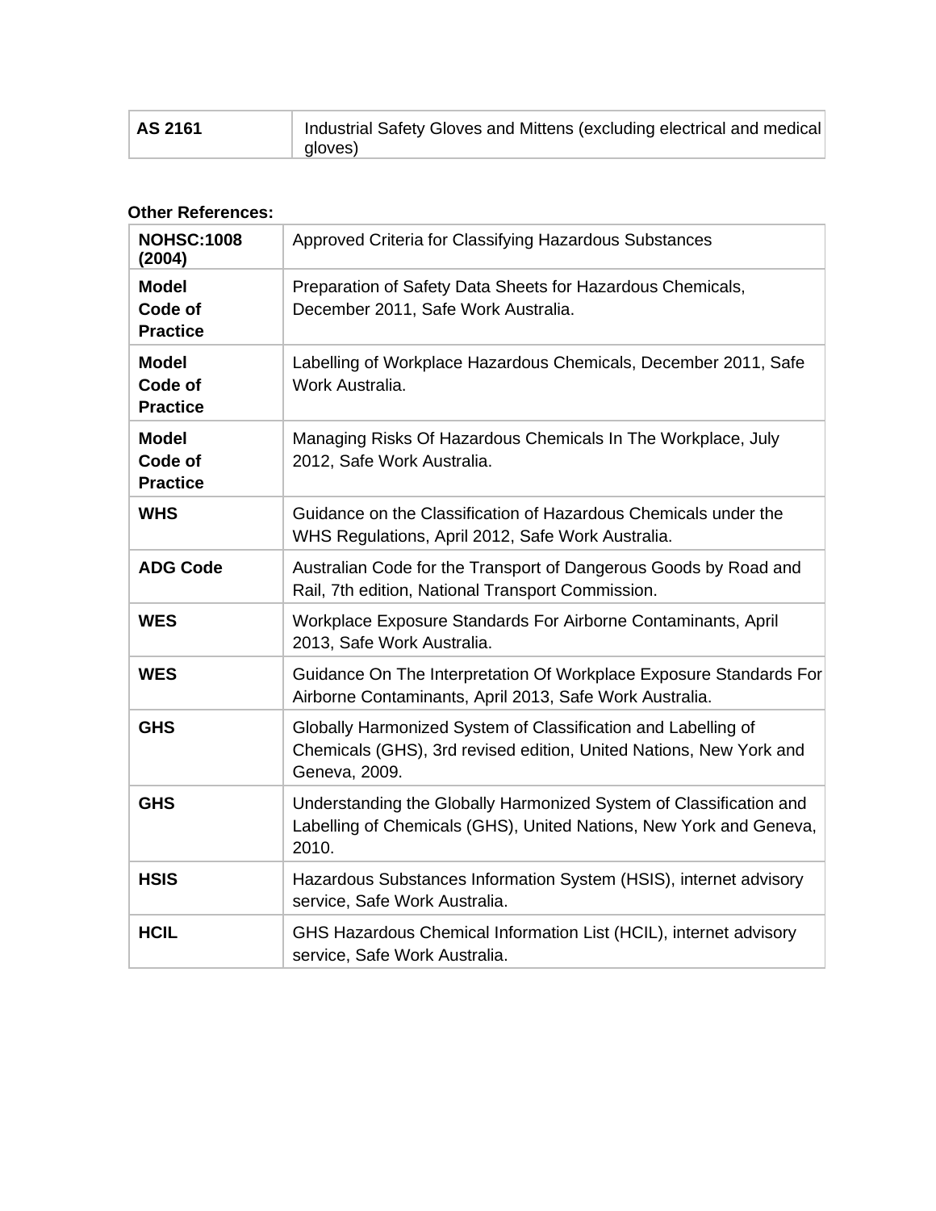| | |
|---|---|
| **AS 2161** | Industrial Safety Gloves and Mittens (excluding electrical and medical gloves) |

**Other References:**

| | |
|---|---|
| **NOHSC:1008 (2004)** | Approved Criteria for Classifying Hazardous Substances |
| **Model Code of Practice** | Preparation of Safety Data Sheets for Hazardous Chemicals, December 2011, Safe Work Australia. |
| **Model Code of Practice** | Labelling of Workplace Hazardous Chemicals, December 2011, Safe Work Australia. |
| **Model Code of Practice** | Managing Risks Of Hazardous Chemicals In The Workplace, July 2012, Safe Work Australia. |
| **WHS** | Guidance on the Classification of Hazardous Chemicals under the WHS Regulations, April 2012, Safe Work Australia. |
| **ADG Code** | Australian Code for the Transport of Dangerous Goods by Road and Rail, 7th edition, National Transport Commission. |
| **WES** | Workplace Exposure Standards For Airborne Contaminants, April 2013, Safe Work Australia. |
| **WES** | Guidance On The Interpretation Of Workplace Exposure Standards For Airborne Contaminants, April 2013, Safe Work Australia. |
| **GHS** | Globally Harmonized System of Classification and Labelling of Chemicals (GHS), 3rd revised edition, United Nations, New York and Geneva, 2009. |
| **GHS** | Understanding the Globally Harmonized System of Classification and Labelling of Chemicals (GHS), United Nations, New York and Geneva, 2010. |
| **HSIS** | Hazardous Substances Information System (HSIS), internet advisory service, Safe Work Australia. |
| **HCIL** | GHS Hazardous Chemical Information List (HCIL), internet advisory service, Safe Work Australia. |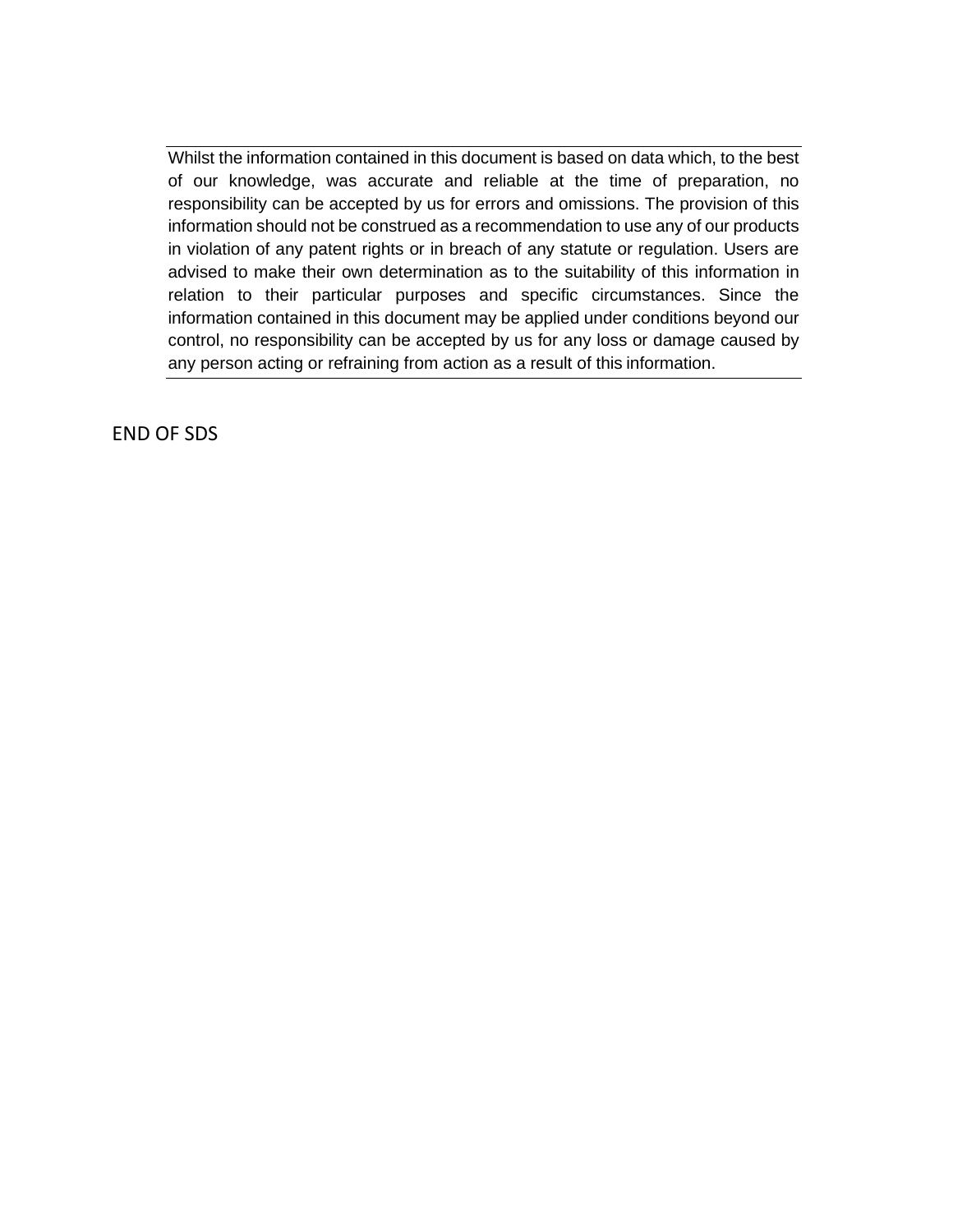Whilst the information contained in this document is based on data which, to the best of our knowledge, was accurate and reliable at the time of preparation, no responsibility can be accepted by us for errors and omissions. The provision of this information should not be construed as a recommendation to use any of our products in violation of any patent rights or in breach of any statute or regulation. Users are advised to make their own determination as to the suitability of this information in relation to their particular purposes and specific circumstances. Since the information contained in this document may be applied under conditions beyond our control, no responsibility can be accepted by us for any loss or damage caused by any person acting or refraining from action as a result of this information.

END OF SDS